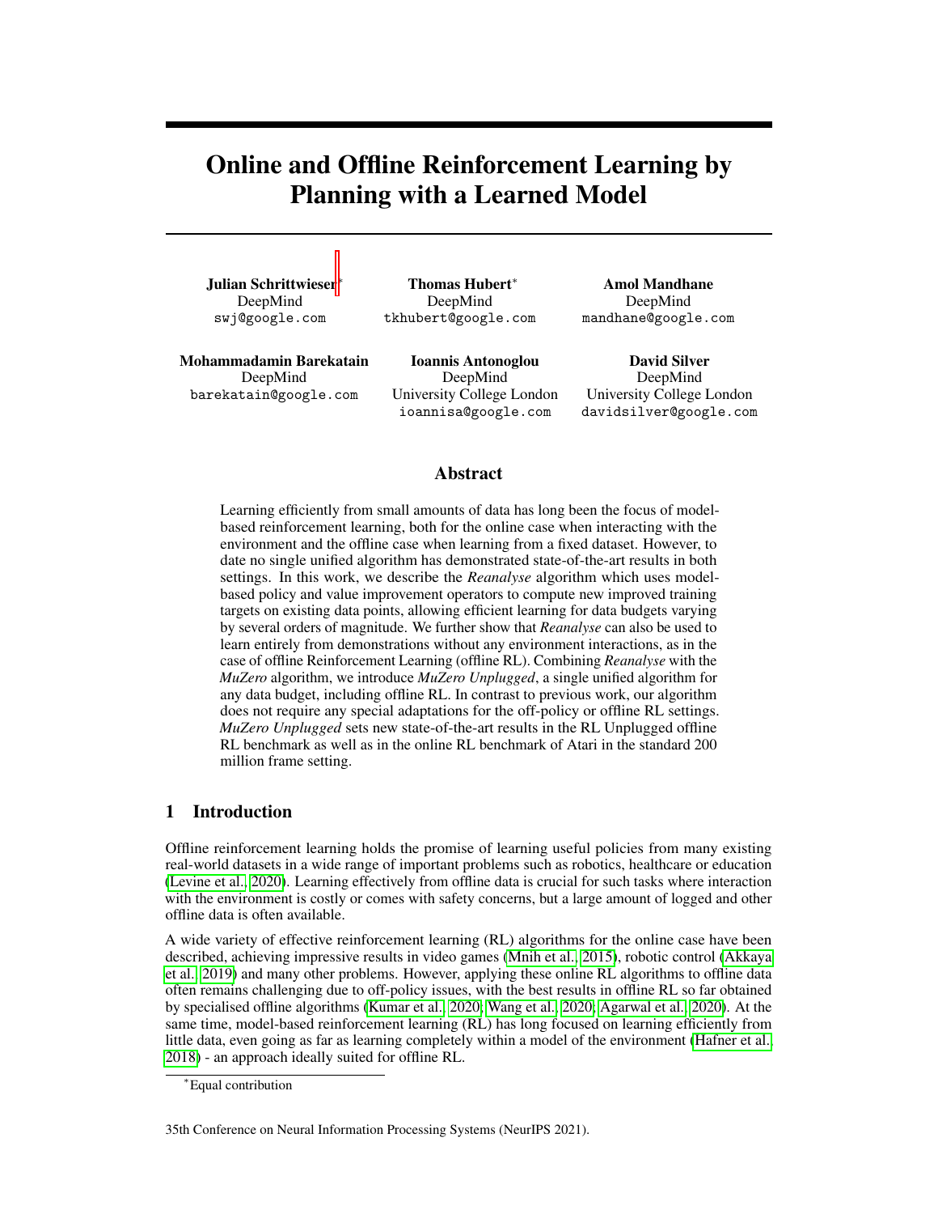# Online and Offline Reinforcement Learning by Planning with a Learned Model

**Julian Schrittwieser**[*]
DeepMind
swj@google.com

**Thomas Hubert**[*]
DeepMind
tkhubert@google.com

**Amol Mandhane**
DeepMind
mandhane@google.com

**Mohammadamin Barekatain**
DeepMind
barekatain@google.com

**Ioannis Antonoglou**
DeepMind
University College London
ioannisa@google.com

**David Silver**
DeepMind
University College London
davidsilver@google.com

## Abstract

Learning efficiently from small amounts of data has long been the focus of model-based reinforcement learning, both for the online case when interacting with the environment and the offline case when learning from a fixed dataset. However, to date no single unified algorithm has demonstrated state-of-the-art results in both settings. In this work, we describe the *Reanalyse* algorithm which uses model-based policy and value improvement operators to compute new improved training targets on existing data points, allowing efficient learning for data budgets varying by several orders of magnitude. We further show that *Reanalyse* can also be used to learn entirely from demonstrations without any environment interactions, as in the case of offline Reinforcement Learning (offline RL). Combining *Reanalyse* with the *MuZero* algorithm, we introduce *MuZero Unplugged*, a single unified algorithm for any data budget, including offline RL. In contrast to previous work, our algorithm does not require any special adaptations for the off-policy or offline RL settings. *MuZero Unplugged* sets new state-of-the-art results in the RL Unplugged offline RL benchmark as well as in the online RL benchmark of Atari in the standard 200 million frame setting.

## 1 Introduction

Offline reinforcement learning holds the promise of learning useful policies from many existing real-world datasets in a wide range of important problems such as robotics, healthcare or education (Levine et al., 2020). Learning effectively from offline data is crucial for such tasks where interaction with the environment is costly or comes with safety concerns, but a large amount of logged and other offline data is often available.

A wide variety of effective reinforcement learning (RL) algorithms for the online case have been described, achieving impressive results in video games (Mnih et al., 2015), robotic control (Akkaya et al., 2019) and many other problems. However, applying these online RL algorithms to offline data often remains challenging due to off-policy issues, with the best results in offline RL so far obtained by specialised offline algorithms (Kumar et al., 2020; Wang et al., 2020; Agarwal et al., 2020). At the same time, model-based reinforcement learning (RL) has long focused on learning efficiently from little data, even going as far as learning completely within a model of the environment (Hafner et al., 2018) - an approach ideally suited for offline RL.

[*] Equal contribution

35th Conference on Neural Information Processing Systems (NeurIPS 2021).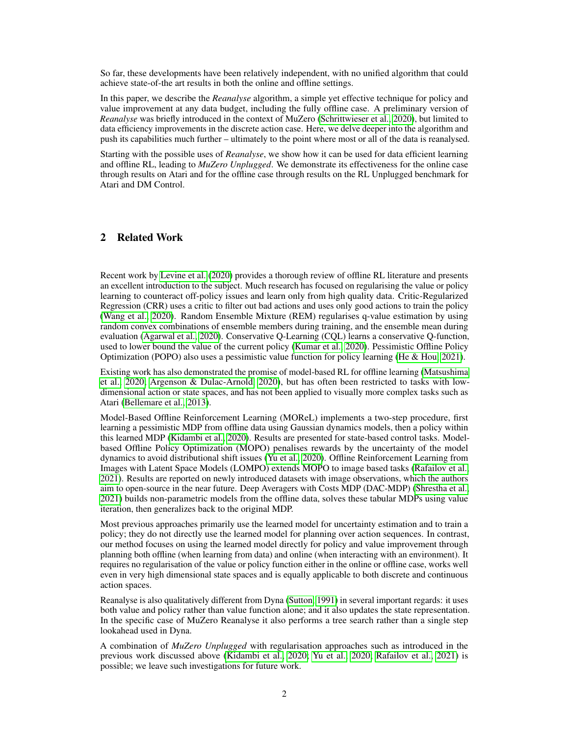So far, these developments have been relatively independent, with no unified algorithm that could achieve state-of-the art results in both the online and offline settings.

In this paper, we describe the *Reanalyse* algorithm, a simple yet effective technique for policy and value improvement at any data budget, including the fully offline case. A preliminary version of *Reanalyse* was briefly introduced in the context of MuZero (Schrittwieser et al., 2020), but limited to data efficiency improvements in the discrete action case. Here, we delve deeper into the algorithm and push its capabilities much further – ultimately to the point where most or all of the data is reanalysed.

Starting with the possible uses of *Reanalyse*, we show how it can be used for data efficient learning and offline RL, leading to *MuZero Unplugged*. We demonstrate its effectiveness for the online case through results on Atari and for the offline case through results on the RL Unplugged benchmark for Atari and DM Control.

## 2 Related Work

Recent work by Levine et al. (2020) provides a thorough review of offline RL literature and presents an excellent introduction to the subject. Much research has focused on regularising the value or policy learning to counteract off-policy issues and learn only from high quality data. Critic-Regularized Regression (CRR) uses a critic to filter out bad actions and uses only good actions to train the policy (Wang et al., 2020). Random Ensemble Mixture (REM) regularises q-value estimation by using random convex combinations of ensemble members during training, and the ensemble mean during evaluation (Agarwal et al., 2020). Conservative Q-Learning (CQL) learns a conservative Q-function, used to lower bound the value of the current policy (Kumar et al., 2020). Pessimistic Offline Policy Optimization (POPO) also uses a pessimistic value function for policy learning (He & Hou, 2021).

Existing work has also demonstrated the promise of model-based RL for offline learning (Matsushima et al., 2020; Argenson & Dulac-Arnold, 2020), but has often been restricted to tasks with low-dimensional action or state spaces, and has not been applied to visually more complex tasks such as Atari (Bellemare et al., 2013).

Model-Based Offline Reinforcement Learning (MOReL) implements a two-step procedure, first learning a pessimistic MDP from offline data using Gaussian dynamics models, then a policy within this learned MDP (Kidambi et al., 2020). Results are presented for state-based control tasks. Model-based Offline Policy Optimization (MOPO) penalises rewards by the uncertainty of the model dynamics to avoid distributional shift issues (Yu et al., 2020). Offline Reinforcement Learning from Images with Latent Space Models (LOMPO) extends MOPO to image based tasks (Rafailov et al., 2021). Results are reported on newly introduced datasets with image observations, which the authors aim to open-source in the near future. Deep Averagers with Costs MDP (DAC-MDP) (Shrestha et al., 2021) builds non-parametric models from the offline data, solves these tabular MDPs using value iteration, then generalizes back to the original MDP.

Most previous approaches primarily use the learned model for uncertainty estimation and to train a policy; they do not directly use the learned model for planning over action sequences. In contrast, our method focuses on using the learned model directly for policy and value improvement through planning both offline (when learning from data) and online (when interacting with an environment). It requires no regularisation of the value or policy function either in the online or offline case, works well even in very high dimensional state spaces and is equally applicable to both discrete and continuous action spaces.

Reanalyse is also qualitatively different from Dyna (Sutton, 1991) in several important regards: it uses both value and policy rather than value function alone; and it also updates the state representation. In the specific case of MuZero Reanalyse it also performs a tree search rather than a single step lookahead used in Dyna.

A combination of *MuZero Unplugged* with regularisation approaches such as introduced in the previous work discussed above (Kidambi et al., 2020; Yu et al., 2020; Rafailov et al., 2021) is possible; we leave such investigations for future work.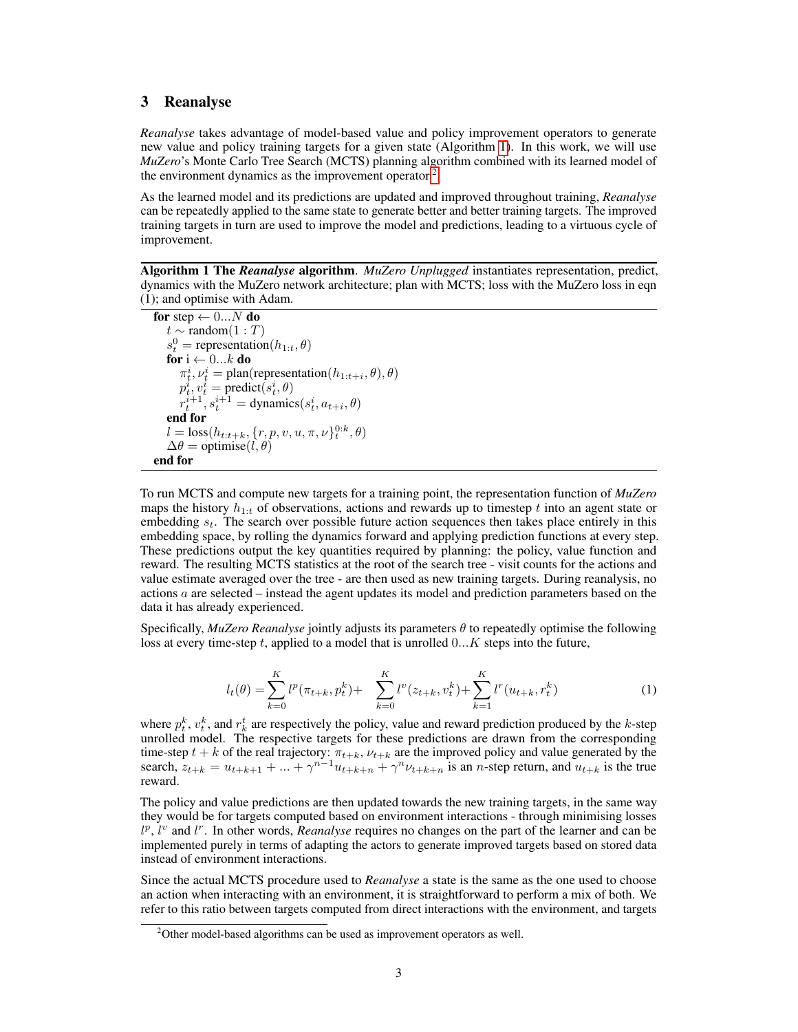## 3 Reanalyse

*Reanalyse* takes advantage of model-based value and policy improvement operators to generate new value and policy training targets for a given state (Algorithm 1). In this work, we will use *MuZero*'s Monte Carlo Tree Search (MCTS) planning algorithm combined with its learned model of the environment dynamics as the improvement operator[2].

As the learned model and its predictions are updated and improved throughout training, *Reanalyse* can be repeatedly applied to the same state to generate better and better training targets. The improved training targets in turn are used to improve the model and predictions, leading to a virtuous cycle of improvement.

**Algorithm 1 The *Reanalyse* algorithm**. *MuZero Unplugged* instantiates representation, predict, dynamics with the MuZero network architecture; plan with MCTS; loss with the MuZero loss in eqn (1); and optimise with Adam.

```
for step ← 0...N do
    t ~ random(1 : T)
    s_t^0 = representation(h_{1:t}, θ)
    for i ← 0...k do
        π_t^i, ν_t^i = plan(representation(h_{1:t+i}, θ), θ)
        p_t^i, v_t^i = predict(s_t^i, θ)
        r_t^{i+1}, s_t^{i+1} = dynamics(s_t^i, a_{t+i}, θ)
    end for
    l = loss(h_{t:t+k}, {r, p, v, u, π, ν}_t^{0:k}, θ)
    Δθ = optimise(l, θ)
end for
```

To run MCTS and compute new targets for a training point, the representation function of *MuZero* maps the history $h_{1:t}$ of observations, actions and rewards up to timestep $t$ into an agent state or embedding $s_t$. The search over possible future action sequences then takes place entirely in this embedding space, by rolling the dynamics forward and applying prediction functions at every step. These predictions output the key quantities required by planning: the policy, value function and reward. The resulting MCTS statistics at the root of the search tree - visit counts for the actions and value estimate averaged over the tree - are then used as new training targets. During reanalysis, no actions $a$ are selected – instead the agent updates its model and prediction parameters based on the data it has already experienced.

Specifically, *MuZero Reanalyse* jointly adjusts its parameters $\theta$ to repeatedly optimise the following loss at every time-step $t$, applied to a model that is unrolled $0...K$ steps into the future,

$$l_t(\theta) = \sum_{k=0}^{K} l^p(\pi_{t+k}, p_t^k) + \sum_{k=0}^{K} l^v(z_{t+k}, v_t^k) + \sum_{k=1}^{K} l^r(u_{t+k}, r_t^k) \tag{1}$$

where $p_t^k$, $v_t^k$, and $r_k^t$ are respectively the policy, value and reward prediction produced by the $k$-step unrolled model. The respective targets for these predictions are drawn from the corresponding time-step $t+k$ of the real trajectory: $\pi_{t+k}$, $\nu_{t+k}$ are the improved policy and value generated by the search, $z_{t+k} = u_{t+k+1} + ... + \gamma^{n-1} u_{t+k+n} + \gamma^n \nu_{t+k+n}$ is an $n$-step return, and $u_{t+k}$ is the true reward.

The policy and value predictions are then updated towards the new training targets, in the same way they would be for targets computed based on environment interactions - through minimising losses $l^p$, $l^v$ and $l^r$. In other words, *Reanalyse* requires no changes on the part of the learner and can be implemented purely in terms of adapting the actors to generate improved targets based on stored data instead of environment interactions.

Since the actual MCTS procedure used to *Reanalyse* a state is the same as the one used to choose an action when interacting with an environment, it is straightforward to perform a mix of both. We refer to this ratio between targets computed from direct interactions with the environment, and targets

[2]Other model-based algorithms can be used as improvement operators as well.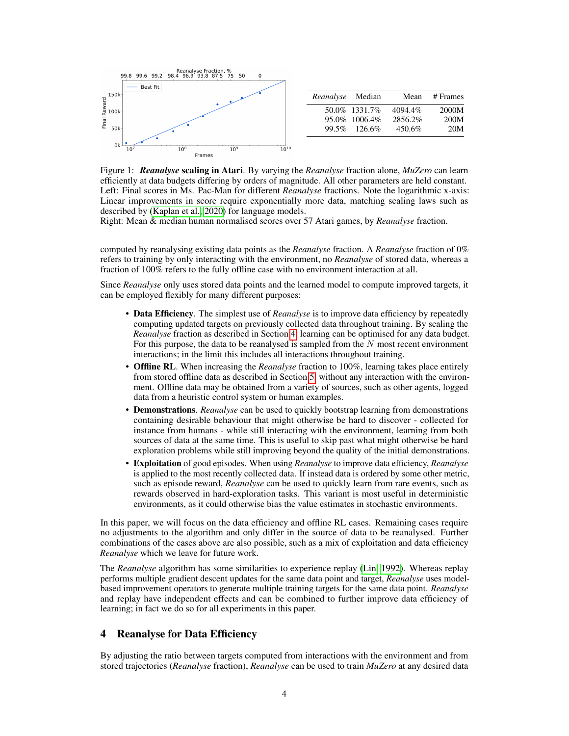| *Reanalyse* | Median | Mean | # Frames |
|---|---|---|---|
| 50.0% | 1331.7% | 4094.4% | 2000M |
| 95.0% | 1006.4% | 2856.2% | 200M |
| 99.5% | 126.6% | 450.6% | 20M |

Figure 1: ***Reanalyse* scaling in Atari**. By varying the *Reanalyse* fraction alone, *MuZero* can learn efficiently at data budgets differing by orders of magnitude. All other parameters are held constant. Left: Final scores in Ms. Pac-Man for different *Reanalyse* fractions. Note the logarithmic x-axis: Linear improvements in score require exponentially more data, matching scaling laws such as described by (Kaplan et al., 2020) for language models.
Right: Mean & median human normalised scores over 57 Atari games, by *Reanalyse* fraction.

computed by reanalysing existing data points as the *Reanalyse* fraction. A *Reanalyse* fraction of 0% refers to training by only interacting with the environment, no *Reanalyse* of stored data, whereas a fraction of 100% refers to the fully offline case with no environment interaction at all.

Since *Reanalyse* only uses stored data points and the learned model to compute improved targets, it can be employed flexibly for many different purposes:

- **Data Efficiency**. The simplest use of *Reanalyse* is to improve data efficiency by repeatedly computing updated targets on previously collected data throughout training. By scaling the *Reanalyse* fraction as described in Section 4, learning can be optimised for any data budget. For this purpose, the data to be reanalysed is sampled from the $N$ most recent environment interactions; in the limit this includes all interactions throughout training.
- **Offline RL**. When increasing the *Reanalyse* fraction to 100%, learning takes place entirely from stored offline data as described in Section 5 without any interaction with the environment. Offline data may be obtained from a variety of sources, such as other agents, logged data from a heuristic control system or human examples.
- **Demonstrations**. *Reanalyse* can be used to quickly bootstrap learning from demonstrations containing desirable behaviour that might otherwise be hard to discover - collected for instance from humans - while still interacting with the environment, learning from both sources of data at the same time. This is useful to skip past what might otherwise be hard exploration problems while still improving beyond the quality of the initial demonstrations.
- **Exploitation** of good episodes. When using *Reanalyse* to improve data efficiency, *Reanalyse* is applied to the most recently collected data. If instead data is ordered by some other metric, such as episode reward, *Reanalyse* can be used to quickly learn from rare events, such as rewards observed in hard-exploration tasks. This variant is most useful in deterministic environments, as it could otherwise bias the value estimates in stochastic environments.

In this paper, we will focus on the data efficiency and offline RL cases. Remaining cases require no adjustments to the algorithm and only differ in the source of data to be reanalysed. Further combinations of the cases above are also possible, such as a mix of exploitation and data efficiency *Reanalyse* which we leave for future work.

The *Reanalyse* algorithm has some similarities to experience replay (Lin, 1992). Whereas replay performs multiple gradient descent updates for the same data point and target, *Reanalyse* uses model-based improvement operators to generate multiple training targets for the same data point. *Reanalyse* and replay have independent effects and can be combined to further improve data efficiency of learning; in fact we do so for all experiments in this paper.

## 4 Reanalyse for Data Efficiency

By adjusting the ratio between targets computed from interactions with the environment and from stored trajectories (*Reanalyse* fraction), *Reanalyse* can be used to train *MuZero* at any desired data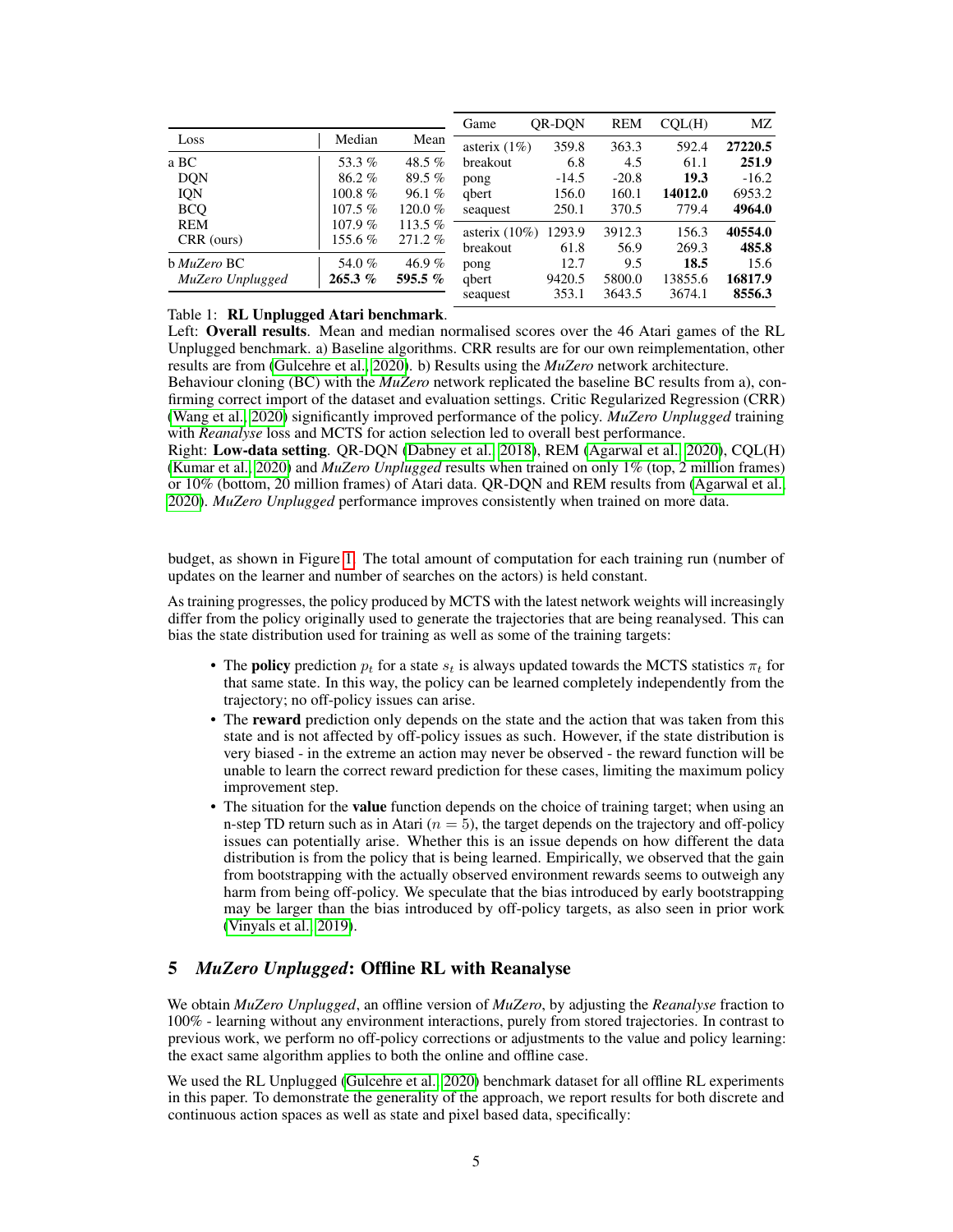| Loss | Median | Mean |
|---|---|---|
| a BC | 53.3 % | 48.5 % |
| DQN | 86.2 % | 89.5 % |
| IQN | 100.8 % | 96.1 % |
| BCQ | 107.5 % | 120.0 % |
| REM | 107.9 % | 113.5 % |
| CRR (ours) | 155.6 % | 271.2 % |
| b *MuZero* BC | 54.0 % | 46.9 % |
| *MuZero Unplugged* | **265.3 %** | **595.5 %** |

| Game | QR-DQN | REM | CQL(H) | MZ |
|---|---|---|---|---|
| asterix (1%) | 359.8 | 363.3 | 592.4 | **27220.5** |
| breakout | 6.8 | 4.5 | 61.1 | **251.9** |
| pong | -14.5 | -20.8 | **19.3** | -16.2 |
| qbert | 156.0 | 160.1 | **14012.0** | 6953.2 |
| seaquest | 250.1 | 370.5 | 779.4 | **4964.0** |
| asterix (10%) | 1293.9 | 3912.3 | 156.3 | **40554.0** |
| breakout | 61.8 | 56.9 | 269.3 | **485.8** |
| pong | 12.7 | 9.5 | **18.5** | 15.6 |
| qbert | 9420.5 | 5800.0 | 13855.6 | **16817.9** |
| seaquest | 353.1 | 3643.5 | 3674.1 | **8556.3** |

Table 1: **RL Unplugged Atari benchmark**.
Left: **Overall results**. Mean and median normalised scores over the 46 Atari games of the RL Unplugged benchmark. a) Baseline algorithms. CRR results are for our own reimplementation, other results are from (Gulcehre et al., 2020). b) Results using the *MuZero* network architecture.
Behaviour cloning (BC) with the *MuZero* network replicated the baseline BC results from a), confirming correct import of the dataset and evaluation settings. Critic Regularized Regression (CRR) (Wang et al., 2020) significantly improved performance of the policy. *MuZero Unplugged* training with *Reanalyse* loss and MCTS for action selection led to overall best performance.
Right: **Low-data setting**. QR-DQN (Dabney et al., 2018), REM (Agarwal et al., 2020), CQL(H) (Kumar et al., 2020) and *MuZero Unplugged* results when trained on only 1% (top, 2 million frames) or 10% (bottom, 20 million frames) of Atari data. QR-DQN and REM results from (Agarwal et al., 2020). *MuZero Unplugged* performance improves consistently when trained on more data.

budget, as shown in Figure 1. The total amount of computation for each training run (number of updates on the learner and number of searches on the actors) is held constant.

As training progresses, the policy produced by MCTS with the latest network weights will increasingly differ from the policy originally used to generate the trajectories that are being reanalysed. This can bias the state distribution used for training as well as some of the training targets:

- The **policy** prediction $p_t$ for a state $s_t$ is always updated towards the MCTS statistics $\pi_t$ for that same state. In this way, the policy can be learned completely independently from the trajectory; no off-policy issues can arise.
- The **reward** prediction only depends on the state and the action that was taken from this state and is not affected by off-policy issues as such. However, if the state distribution is very biased - in the extreme an action may never be observed - the reward function will be unable to learn the correct reward prediction for these cases, limiting the maximum policy improvement step.
- The situation for the **value** function depends on the choice of training target; when using an n-step TD return such as in Atari ($n = 5$), the target depends on the trajectory and off-policy issues can potentially arise. Whether this is an issue depends on how different the data distribution is from the policy that is being learned. Empirically, we observed that the gain from bootstrapping with the actually observed environment rewards seems to outweigh any harm from being off-policy. We speculate that the bias introduced by early bootstrapping may be larger than the bias introduced by off-policy targets, as also seen in prior work (Vinyals et al., 2019).

## 5 *MuZero Unplugged*: Offline RL with Reanalyse

We obtain *MuZero Unplugged*, an offline version of *MuZero*, by adjusting the *Reanalyse* fraction to 100% - learning without any environment interactions, purely from stored trajectories. In contrast to previous work, we perform no off-policy corrections or adjustments to the value and policy learning: the exact same algorithm applies to both the online and offline case.

We used the RL Unplugged (Gulcehre et al., 2020) benchmark dataset for all offline RL experiments in this paper. To demonstrate the generality of the approach, we report results for both discrete and continuous action spaces as well as state and pixel based data, specifically: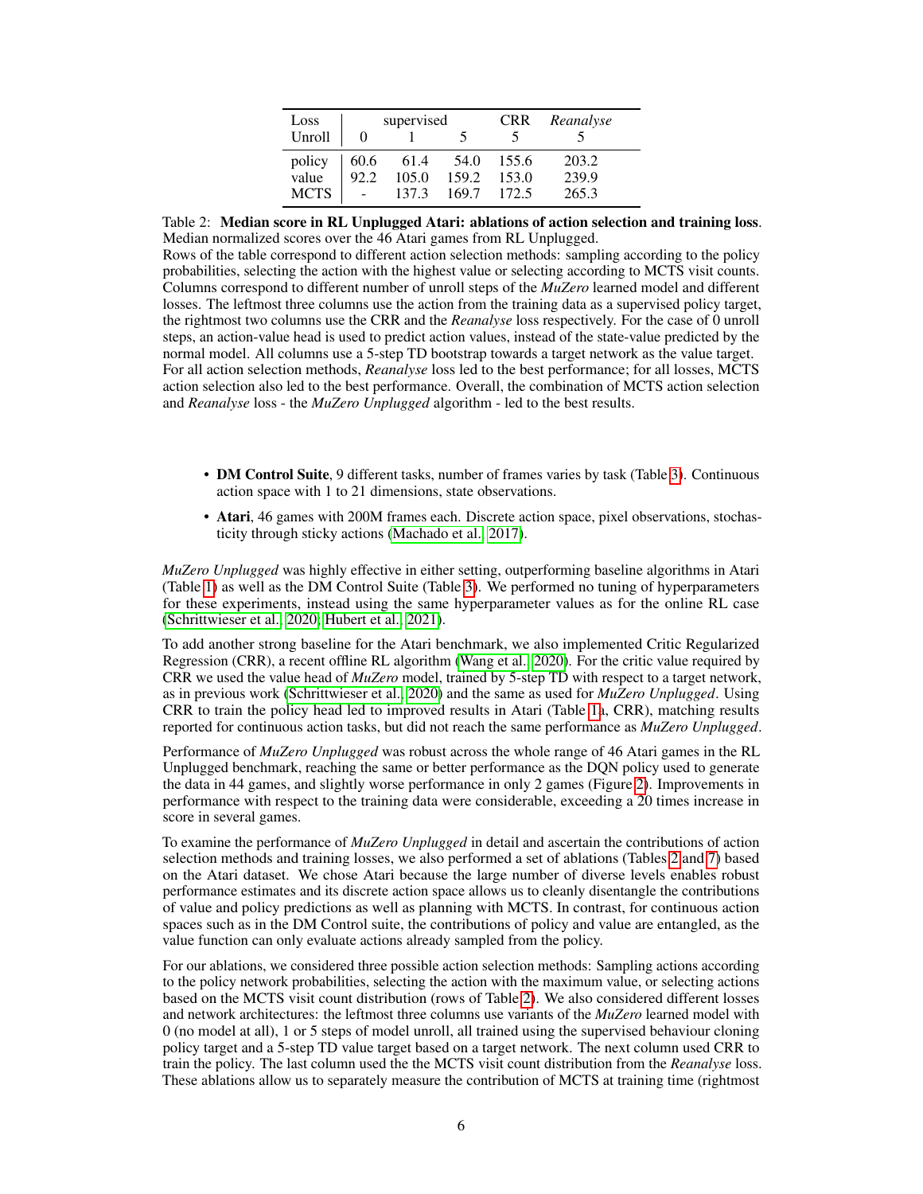| Loss | supervised | | | CRR | *Reanalyse* |
|---|---|---|---|---|---|
| Unroll | 0 | 1 | 5 | 5 | 5 |
| policy | 60.6 | 61.4 | 54.0 | 155.6 | 203.2 |
| value | 92.2 | 105.0 | 159.2 | 153.0 | 239.9 |
| MCTS | - | 137.3 | 169.7 | 172.5 | 265.3 |

Table 2: **Median score in RL Unplugged Atari: ablations of action selection and training loss**. Median normalized scores over the 46 Atari games from RL Unplugged.
Rows of the table correspond to different action selection methods: sampling according to the policy probabilities, selecting the action with the highest value or selecting according to MCTS visit counts. Columns correspond to different number of unroll steps of the *MuZero* learned model and different losses. The leftmost three columns use the action from the training data as a supervised policy target, the rightmost two columns use the CRR and the *Reanalyse* loss respectively. For the case of 0 unroll steps, an action-value head is used to predict action values, instead of the state-value predicted by the normal model. All columns use a 5-step TD bootstrap towards a target network as the value target.
For all action selection methods, *Reanalyse* loss led to the best performance; for all losses, MCTS action selection also led to the best performance. Overall, the combination of MCTS action selection and *Reanalyse* loss - the *MuZero Unplugged* algorithm - led to the best results.

- **DM Control Suite**, 9 different tasks, number of frames varies by task (Table 3). Continuous action space with 1 to 21 dimensions, state observations.
- **Atari**, 46 games with 200M frames each. Discrete action space, pixel observations, stochasticity through sticky actions (Machado et al., 2017).

*MuZero Unplugged* was highly effective in either setting, outperforming baseline algorithms in Atari (Table 1) as well as the DM Control Suite (Table 3). We performed no tuning of hyperparameters for these experiments, instead using the same hyperparameter values as for the online RL case (Schrittwieser et al., 2020; Hubert et al., 2021).

To add another strong baseline for the Atari benchmark, we also implemented Critic Regularized Regression (CRR), a recent offline RL algorithm (Wang et al., 2020). For the critic value required by CRR we used the value head of *MuZero* model, trained by 5-step TD with respect to a target network, as in previous work (Schrittwieser et al., 2020) and the same as used for *MuZero Unplugged*. Using CRR to train the policy head led to improved results in Atari (Table 1a, CRR), matching results reported for continuous action tasks, but did not reach the same performance as *MuZero Unplugged*.

Performance of *MuZero Unplugged* was robust across the whole range of 46 Atari games in the RL Unplugged benchmark, reaching the same or better performance as the DQN policy used to generate the data in 44 games, and slightly worse performance in only 2 games (Figure 2). Improvements in performance with respect to the training data were considerable, exceeding a 20 times increase in score in several games.

To examine the performance of *MuZero Unplugged* in detail and ascertain the contributions of action selection methods and training losses, we also performed a set of ablations (Tables 2 and 7) based on the Atari dataset. We chose Atari because the large number of diverse levels enables robust performance estimates and its discrete action space allows us to cleanly disentangle the contributions of value and policy predictions as well as planning with MCTS. In contrast, for continuous action spaces such as in the DM Control suite, the contributions of policy and value are entangled, as the value function can only evaluate actions already sampled from the policy.

For our ablations, we considered three possible action selection methods: Sampling actions according to the policy network probabilities, selecting the action with the maximum value, or selecting actions based on the MCTS visit count distribution (rows of Table 2). We also considered different losses and network architectures: the leftmost three columns use variants of the *MuZero* learned model with 0 (no model at all), 1 or 5 steps of model unroll, all trained using the supervised behaviour cloning policy target and a 5-step TD value target based on a target network. The next column used CRR to train the policy. The last column used the the MCTS visit count distribution from the *Reanalyse* loss. These ablations allow us to separately measure the contribution of MCTS at training time (rightmost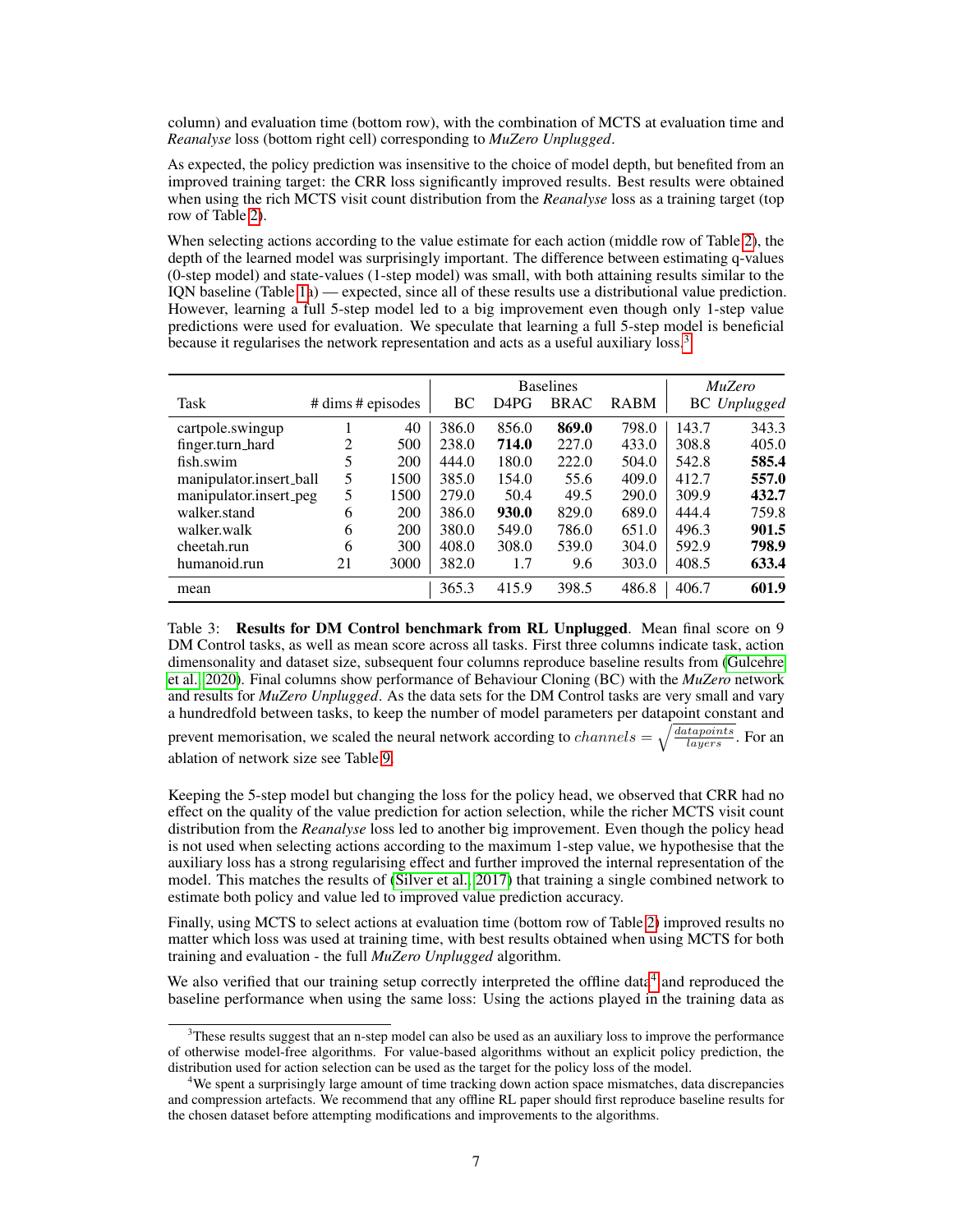column) and evaluation time (bottom row), with the combination of MCTS at evaluation time and *Reanalyse* loss (bottom right cell) corresponding to *MuZero Unplugged*.

As expected, the policy prediction was insensitive to the choice of model depth, but benefited from an improved training target: the CRR loss significantly improved results. Best results were obtained when using the rich MCTS visit count distribution from the *Reanalyse* loss as a training target (top row of Table 2).

When selecting actions according to the value estimate for each action (middle row of Table 2), the depth of the learned model was surprisingly important. The difference between estimating q-values (0-step model) and state-values (1-step model) was small, with both attaining results similar to the IQN baseline (Table 1a) — expected, since all of these results use a distributional value prediction. However, learning a full 5-step model led to a big improvement even though only 1-step value predictions were used for evaluation. We speculate that learning a full 5-step model is beneficial because it regularises the network representation and acts as a useful auxiliary loss.[3]

| Task | # dims | # episodes | Baselines | | | | *MuZero* | |
|---|---|---|---|---|---|---|---|---|
| | | | BC | D4PG | BRAC | RABM | BC | *Unplugged* |
| cartpole.swingup | 1 | 40 | 386.0 | 856.0 | **869.0** | 798.0 | 143.7 | 343.3 |
| finger.turn_hard | 2 | 500 | 238.0 | **714.0** | 227.0 | 433.0 | 308.8 | 405.0 |
| fish.swim | 5 | 200 | 444.0 | 180.0 | 222.0 | 504.0 | 542.8 | **585.4** |
| manipulator.insert_ball | 5 | 1500 | 385.0 | 154.0 | 55.6 | 409.0 | 412.7 | **557.0** |
| manipulator.insert_peg | 5 | 1500 | 279.0 | 50.4 | 49.5 | 290.0 | 309.9 | **432.7** |
| walker.stand | 6 | 200 | 386.0 | **930.0** | 829.0 | 689.0 | 444.4 | 759.8 |
| walker.walk | 6 | 200 | 380.0 | 549.0 | 786.0 | 651.0 | 496.3 | **901.5** |
| cheetah.run | 6 | 300 | 408.0 | 308.0 | 539.0 | 304.0 | 592.9 | **798.9** |
| humanoid.run | 21 | 3000 | 382.0 | 1.7 | 9.6 | 303.0 | 408.5 | **633.4** |
| mean | | | 365.3 | 415.9 | 398.5 | 486.8 | 406.7 | **601.9** |

Table 3: **Results for DM Control benchmark from RL Unplugged**. Mean final score on 9 DM Control tasks, as well as mean score across all tasks. First three columns indicate task, action dimensonality and dataset size, subsequent four columns reproduce baseline results from (Gulcehre et al., 2020). Final columns show performance of Behaviour Cloning (BC) with the *MuZero* network and results for *MuZero Unplugged*. As the data sets for the DM Control tasks are very small and vary a hundredfold between tasks, to keep the number of model parameters per datapoint constant and prevent memorisation, we scaled the neural network according to $channels = \sqrt{\frac{datapoints}{layers}}$. For an ablation of network size see Table 9.

Keeping the 5-step model but changing the loss for the policy head, we observed that CRR had no effect on the quality of the value prediction for action selection, while the richer MCTS visit count distribution from the *Reanalyse* loss led to another big improvement. Even though the policy head is not used when selecting actions according to the maximum 1-step value, we hypothesise that the auxiliary loss has a strong regularising effect and further improved the internal representation of the model. This matches the results of (Silver et al., 2017) that training a single combined network to estimate both policy and value led to improved value prediction accuracy.

Finally, using MCTS to select actions at evaluation time (bottom row of Table 2) improved results no matter which loss was used at training time, with best results obtained when using MCTS for both training and evaluation - the full *MuZero Unplugged* algorithm.

We also verified that our training setup correctly interpreted the offline data[4] and reproduced the baseline performance when using the same loss: Using the actions played in the training data as

[3] These results suggest that an n-step model can also be used as an auxiliary loss to improve the performance of otherwise model-free algorithms. For value-based algorithms without an explicit policy prediction, the distribution used for action selection can be used as the target for the policy loss of the model.

[4] We spent a surprisingly large amount of time tracking down action space mismatches, data discrepancies and compression artefacts. We recommend that any offline RL paper should first reproduce baseline results for the chosen dataset before attempting modifications and improvements to the algorithms.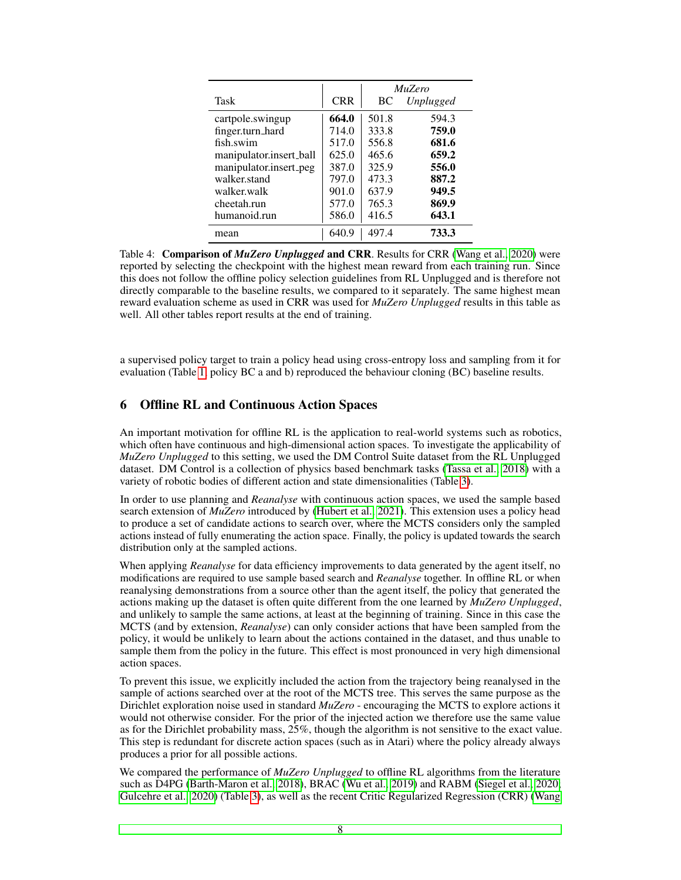| Task | CRR | MuZero BC | MuZero *Unplugged* |
|---|---|---|---|
| cartpole.swingup | **664.0** | 501.8 | 594.3 |
| finger.turn_hard | 714.0 | 333.8 | **759.0** |
| fish.swim | 517.0 | 556.8 | **681.6** |
| manipulator.insert_ball | 625.0 | 465.6 | **659.2** |
| manipulator.insert_peg | 387.0 | 325.9 | **556.0** |
| walker.stand | 797.0 | 473.3 | **887.2** |
| walker.walk | 901.0 | 637.9 | **949.5** |
| cheetah.run | 577.0 | 765.3 | **869.9** |
| humanoid.run | 586.0 | 416.5 | **643.1** |
| mean | 640.9 | 497.4 | **733.3** |

Table 4: **Comparison of *MuZero Unplugged* and CRR**. Results for CRR (Wang et al., 2020) were reported by selecting the checkpoint with the highest mean reward from each training run. Since this does not follow the offline policy selection guidelines from RL Unplugged and is therefore not directly comparable to the baseline results, we compared to it separately. The same highest mean reward evaluation scheme as used in CRR was used for *MuZero Unplugged* results in this table as well. All other tables report results at the end of training.

a supervised policy target to train a policy head using cross-entropy loss and sampling from it for evaluation (Table 1, policy BC a and b) reproduced the behaviour cloning (BC) baseline results.

## 6 Offline RL and Continuous Action Spaces

An important motivation for offline RL is the application to real-world systems such as robotics, which often have continuous and high-dimensional action spaces. To investigate the applicability of *MuZero Unplugged* to this setting, we used the DM Control Suite dataset from the RL Unplugged dataset. DM Control is a collection of physics based benchmark tasks (Tassa et al., 2018) with a variety of robotic bodies of different action and state dimensionalities (Table 3).

In order to use planning and *Reanalyse* with continuous action spaces, we used the sample based search extension of *MuZero* introduced by (Hubert et al., 2021). This extension uses a policy head to produce a set of candidate actions to search over, where the MCTS considers only the sampled actions instead of fully enumerating the action space. Finally, the policy is updated towards the search distribution only at the sampled actions.

When applying *Reanalyse* for data efficiency improvements to data generated by the agent itself, no modifications are required to use sample based search and *Reanalyse* together. In offline RL or when reanalysing demonstrations from a source other than the agent itself, the policy that generated the actions making up the dataset is often quite different from the one learned by *MuZero Unplugged*, and unlikely to sample the same actions, at least at the beginning of training. Since in this case the MCTS (and by extension, *Reanalyse*) can only consider actions that have been sampled from the policy, it would be unlikely to learn about the actions contained in the dataset, and thus unable to sample them from the policy in the future. This effect is most pronounced in very high dimensional action spaces.

To prevent this issue, we explicitly included the action from the trajectory being reanalysed in the sample of actions searched over at the root of the MCTS tree. This serves the same purpose as the Dirichlet exploration noise used in standard *MuZero* - encouraging the MCTS to explore actions it would not otherwise consider. For the prior of the injected action we therefore use the same value as for the Dirichlet probability mass, 25%, though the algorithm is not sensitive to the exact value. This step is redundant for discrete action spaces (such as in Atari) where the policy already always produces a prior for all possible actions.

We compared the performance of *MuZero Unplugged* to offline RL algorithms from the literature such as D4PG (Barth-Maron et al., 2018), BRAC (Wu et al., 2019) and RABM (Siegel et al., 2020; Gulcehre et al., 2020) (Table 3), as well as the recent Critic Regularized Regression (CRR) (Wang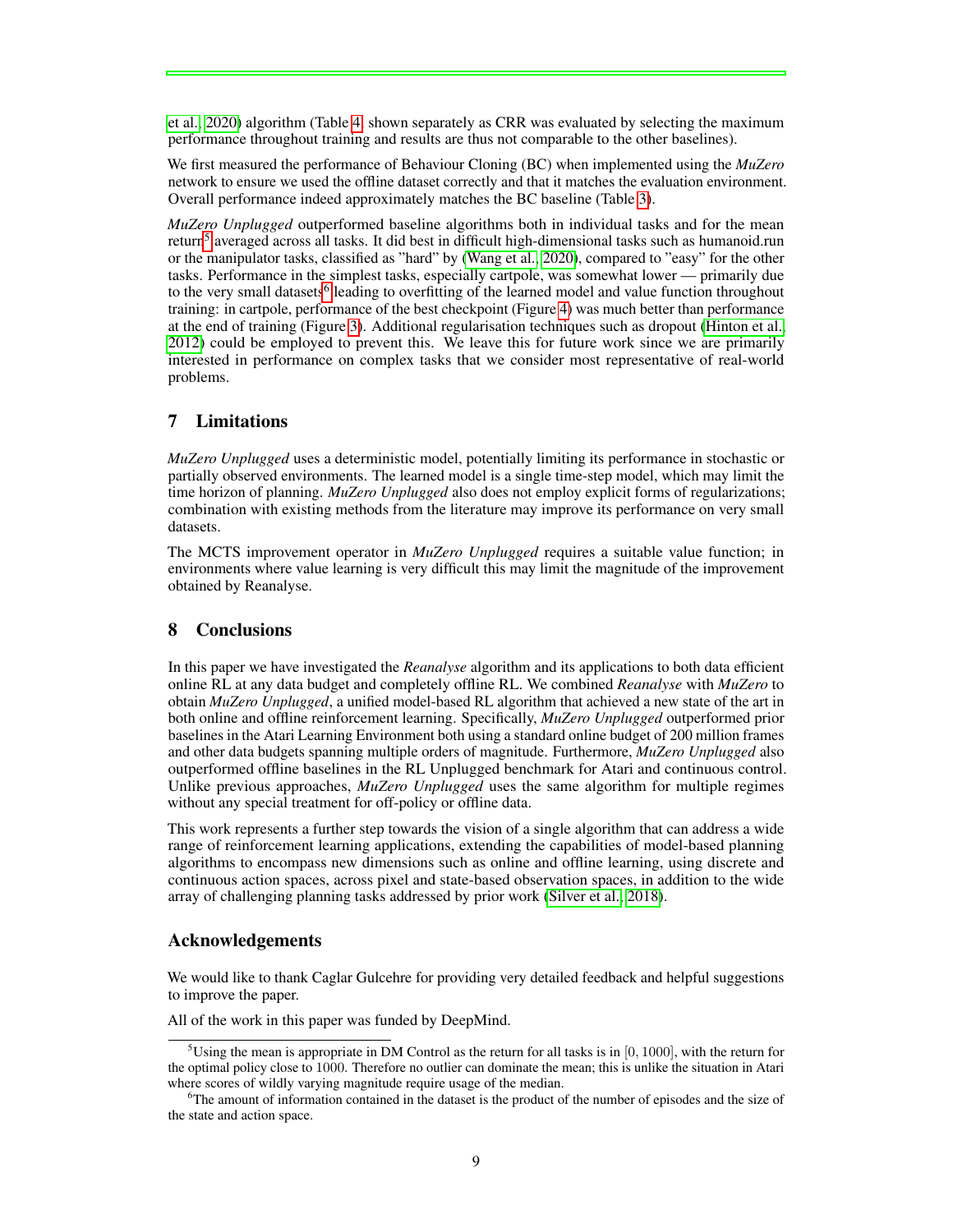et al., 2020) algorithm (Table 4, shown separately as CRR was evaluated by selecting the maximum performance throughout training and results are thus not comparable to the other baselines).

We first measured the performance of Behaviour Cloning (BC) when implemented using the *MuZero* network to ensure we used the offline dataset correctly and that it matches the evaluation environment. Overall performance indeed approximately matches the BC baseline (Table 3).

*MuZero Unplugged* outperformed baseline algorithms both in individual tasks and for the mean return[5] averaged across all tasks. It did best in difficult high-dimensional tasks such as humanoid.run or the manipulator tasks, classified as "hard" by (Wang et al., 2020), compared to "easy" for the other tasks. Performance in the simplest tasks, especially cartpole, was somewhat lower — primarily due to the very small datasets[6] leading to overfitting of the learned model and value function throughout training: in cartpole, performance of the best checkpoint (Figure 4) was much better than performance at the end of training (Figure 3). Additional regularisation techniques such as dropout (Hinton et al., 2012) could be employed to prevent this. We leave this for future work since we are primarily interested in performance on complex tasks that we consider most representative of real-world problems.

## 7 Limitations

*MuZero Unplugged* uses a deterministic model, potentially limiting its performance in stochastic or partially observed environments. The learned model is a single time-step model, which may limit the time horizon of planning. *MuZero Unplugged* also does not employ explicit forms of regularizations; combination with existing methods from the literature may improve its performance on very small datasets.

The MCTS improvement operator in *MuZero Unplugged* requires a suitable value function; in environments where value learning is very difficult this may limit the magnitude of the improvement obtained by Reanalyse.

## 8 Conclusions

In this paper we have investigated the *Reanalyse* algorithm and its applications to both data efficient online RL at any data budget and completely offline RL. We combined *Reanalyse* with *MuZero* to obtain *MuZero Unplugged*, a unified model-based RL algorithm that achieved a new state of the art in both online and offline reinforcement learning. Specifically, *MuZero Unplugged* outperformed prior baselines in the Atari Learning Environment both using a standard online budget of 200 million frames and other data budgets spanning multiple orders of magnitude. Furthermore, *MuZero Unplugged* also outperformed offline baselines in the RL Unplugged benchmark for Atari and continuous control. Unlike previous approaches, *MuZero Unplugged* uses the same algorithm for multiple regimes without any special treatment for off-policy or offline data.

This work represents a further step towards the vision of a single algorithm that can address a wide range of reinforcement learning applications, extending the capabilities of model-based planning algorithms to encompass new dimensions such as online and offline learning, using discrete and continuous action spaces, across pixel and state-based observation spaces, in addition to the wide array of challenging planning tasks addressed by prior work (Silver et al., 2018).

## Acknowledgements

We would like to thank Caglar Gulcehre for providing very detailed feedback and helpful suggestions to improve the paper.

All of the work in this paper was funded by DeepMind.

---

[5] Using the mean is appropriate in DM Control as the return for all tasks is in $[0, 1000]$, with the return for the optimal policy close to 1000. Therefore no outlier can dominate the mean; this is unlike the situation in Atari where scores of wildly varying magnitude require usage of the median.

[6] The amount of information contained in the dataset is the product of the number of episodes and the size of the state and action space.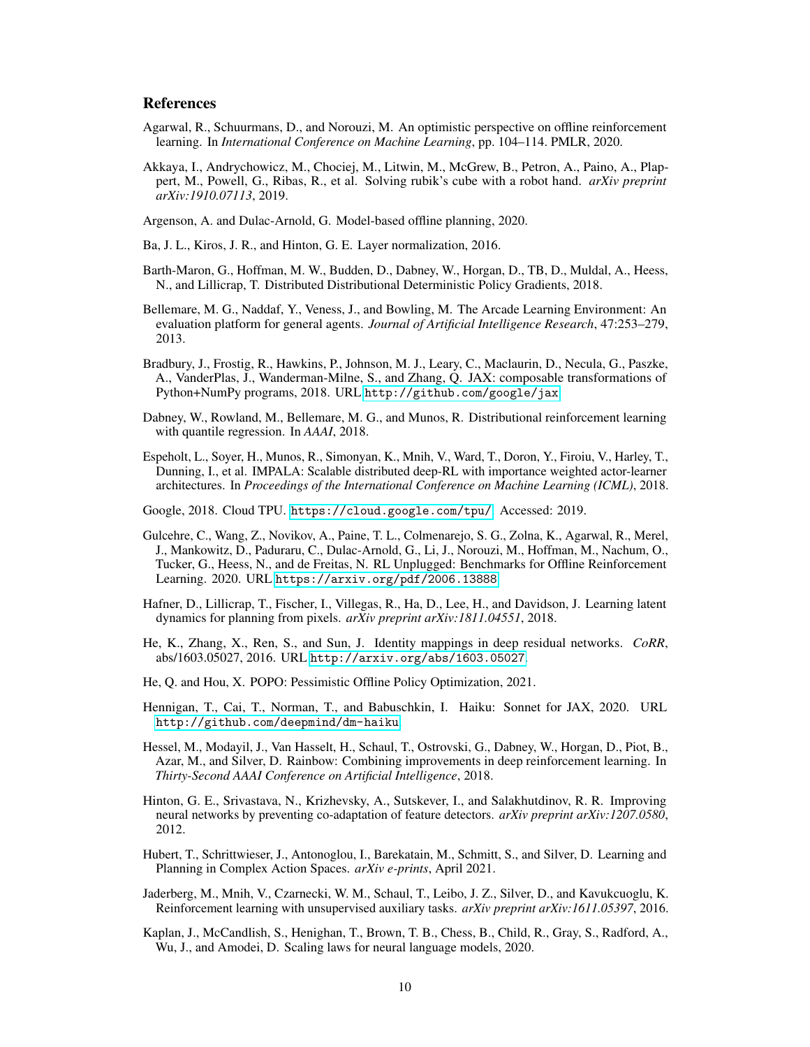## References

Agarwal, R., Schuurmans, D., and Norouzi, M. An optimistic perspective on offline reinforcement learning. In *International Conference on Machine Learning*, pp. 104–114. PMLR, 2020.

Akkaya, I., Andrychowicz, M., Chociej, M., Litwin, M., McGrew, B., Petron, A., Paino, A., Plappert, M., Powell, G., Ribas, R., et al. Solving rubik's cube with a robot hand. *arXiv preprint arXiv:1910.07113*, 2019.

Argenson, A. and Dulac-Arnold, G. Model-based offline planning, 2020.

Ba, J. L., Kiros, J. R., and Hinton, G. E. Layer normalization, 2016.

Barth-Maron, G., Hoffman, M. W., Budden, D., Dabney, W., Horgan, D., TB, D., Muldal, A., Heess, N., and Lillicrap, T. Distributed Distributional Deterministic Policy Gradients, 2018.

Bellemare, M. G., Naddaf, Y., Veness, J., and Bowling, M. The Arcade Learning Environment: An evaluation platform for general agents. *Journal of Artificial Intelligence Research*, 47:253–279, 2013.

Bradbury, J., Frostig, R., Hawkins, P., Johnson, M. J., Leary, C., Maclaurin, D., Necula, G., Paszke, A., VanderPlas, J., Wanderman-Milne, S., and Zhang, Q. JAX: composable transformations of Python+NumPy programs, 2018. URL http://github.com/google/jax.

Dabney, W., Rowland, M., Bellemare, M. G., and Munos, R. Distributional reinforcement learning with quantile regression. In *AAAI*, 2018.

Espeholt, L., Soyer, H., Munos, R., Simonyan, K., Mnih, V., Ward, T., Doron, Y., Firoiu, V., Harley, T., Dunning, I., et al. IMPALA: Scalable distributed deep-RL with importance weighted actor-learner architectures. In *Proceedings of the International Conference on Machine Learning (ICML)*, 2018.

Google, 2018. Cloud TPU. https://cloud.google.com/tpu/. Accessed: 2019.

Gulcehre, C., Wang, Z., Novikov, A., Paine, T. L., Colmenarejo, S. G., Zolna, K., Agarwal, R., Merel, J., Mankowitz, D., Paduraru, C., Dulac-Arnold, G., Li, J., Norouzi, M., Hoffman, M., Nachum, O., Tucker, G., Heess, N., and de Freitas, N. RL Unplugged: Benchmarks for Offline Reinforcement Learning. 2020. URL https://arxiv.org/pdf/2006.13888.

Hafner, D., Lillicrap, T., Fischer, I., Villegas, R., Ha, D., Lee, H., and Davidson, J. Learning latent dynamics for planning from pixels. *arXiv preprint arXiv:1811.04551*, 2018.

He, K., Zhang, X., Ren, S., and Sun, J. Identity mappings in deep residual networks. *CoRR*, abs/1603.05027, 2016. URL http://arxiv.org/abs/1603.05027.

He, Q. and Hou, X. POPO: Pessimistic Offline Policy Optimization, 2021.

Hennigan, T., Cai, T., Norman, T., and Babuschkin, I. Haiku: Sonnet for JAX, 2020. URL http://github.com/deepmind/dm-haiku.

Hessel, M., Modayil, J., Van Hasselt, H., Schaul, T., Ostrovski, G., Dabney, W., Horgan, D., Piot, B., Azar, M., and Silver, D. Rainbow: Combining improvements in deep reinforcement learning. In *Thirty-Second AAAI Conference on Artificial Intelligence*, 2018.

Hinton, G. E., Srivastava, N., Krizhevsky, A., Sutskever, I., and Salakhutdinov, R. R. Improving neural networks by preventing co-adaptation of feature detectors. *arXiv preprint arXiv:1207.0580*, 2012.

Hubert, T., Schrittwieser, J., Antonoglou, I., Barekatain, M., Schmitt, S., and Silver, D. Learning and Planning in Complex Action Spaces. *arXiv e-prints*, April 2021.

Jaderberg, M., Mnih, V., Czarnecki, W. M., Schaul, T., Leibo, J. Z., Silver, D., and Kavukcuoglu, K. Reinforcement learning with unsupervised auxiliary tasks. *arXiv preprint arXiv:1611.05397*, 2016.

Kaplan, J., McCandlish, S., Henighan, T., Brown, T. B., Chess, B., Child, R., Gray, S., Radford, A., Wu, J., and Amodei, D. Scaling laws for neural language models, 2020.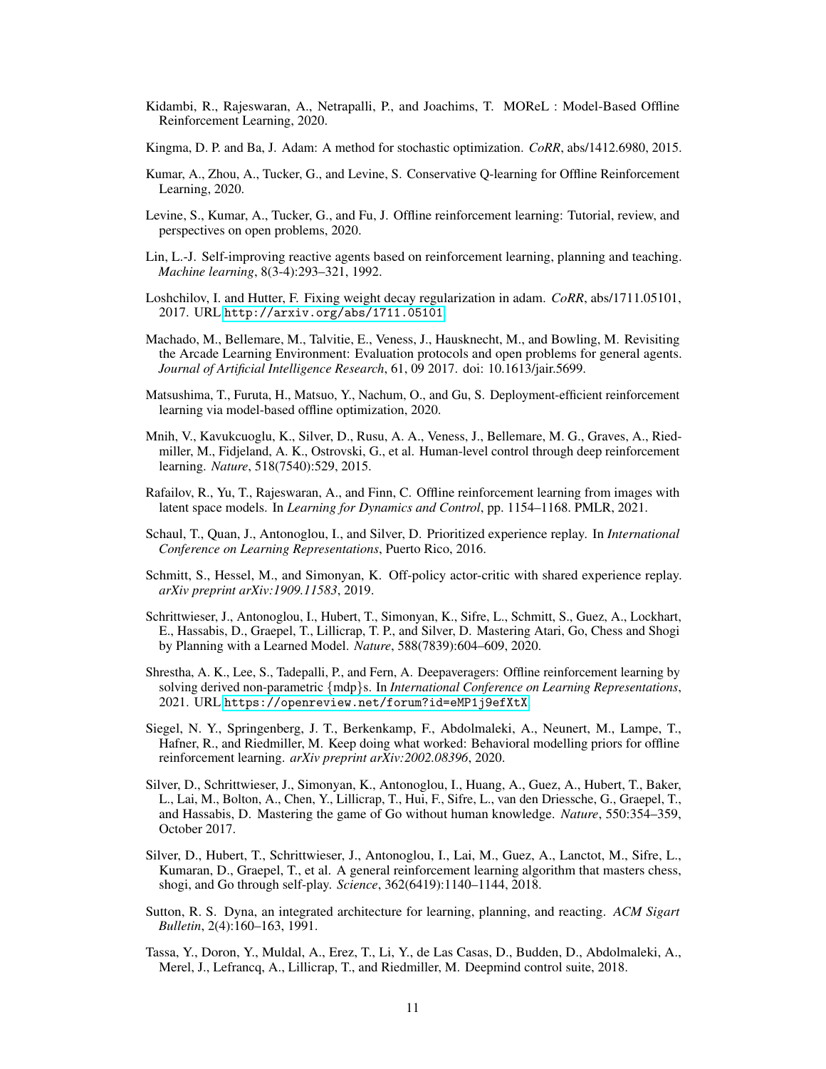Kidambi, R., Rajeswaran, A., Netrapalli, P., and Joachims, T. MOReL : Model-Based Offline Reinforcement Learning, 2020.

Kingma, D. P. and Ba, J. Adam: A method for stochastic optimization. *CoRR*, abs/1412.6980, 2015.

Kumar, A., Zhou, A., Tucker, G., and Levine, S. Conservative Q-learning for Offline Reinforcement Learning, 2020.

Levine, S., Kumar, A., Tucker, G., and Fu, J. Offline reinforcement learning: Tutorial, review, and perspectives on open problems, 2020.

Lin, L.-J. Self-improving reactive agents based on reinforcement learning, planning and teaching. *Machine learning*, 8(3-4):293–321, 1992.

Loshchilov, I. and Hutter, F. Fixing weight decay regularization in adam. *CoRR*, abs/1711.05101, 2017. URL http://arxiv.org/abs/1711.05101.

Machado, M., Bellemare, M., Talvitie, E., Veness, J., Hausknecht, M., and Bowling, M. Revisiting the Arcade Learning Environment: Evaluation protocols and open problems for general agents. *Journal of Artificial Intelligence Research*, 61, 09 2017. doi: 10.1613/jair.5699.

Matsushima, T., Furuta, H., Matsuo, Y., Nachum, O., and Gu, S. Deployment-efficient reinforcement learning via model-based offline optimization, 2020.

Mnih, V., Kavukcuoglu, K., Silver, D., Rusu, A. A., Veness, J., Bellemare, M. G., Graves, A., Riedmiller, M., Fidjeland, A. K., Ostrovski, G., et al. Human-level control through deep reinforcement learning. *Nature*, 518(7540):529, 2015.

Rafailov, R., Yu, T., Rajeswaran, A., and Finn, C. Offline reinforcement learning from images with latent space models. In *Learning for Dynamics and Control*, pp. 1154–1168. PMLR, 2021.

Schaul, T., Quan, J., Antonoglou, I., and Silver, D. Prioritized experience replay. In *International Conference on Learning Representations*, Puerto Rico, 2016.

Schmitt, S., Hessel, M., and Simonyan, K. Off-policy actor-critic with shared experience replay. *arXiv preprint arXiv:1909.11583*, 2019.

Schrittwieser, J., Antonoglou, I., Hubert, T., Simonyan, K., Sifre, L., Schmitt, S., Guez, A., Lockhart, E., Hassabis, D., Graepel, T., Lillicrap, T. P., and Silver, D. Mastering Atari, Go, Chess and Shogi by Planning with a Learned Model. *Nature*, 588(7839):604–609, 2020.

Shrestha, A. K., Lee, S., Tadepalli, P., and Fern, A. Deepaveragers: Offline reinforcement learning by solving derived non-parametric {mdp}s. In *International Conference on Learning Representations*, 2021. URL https://openreview.net/forum?id=eMP1j9efXtX.

Siegel, N. Y., Springenberg, J. T., Berkenkamp, F., Abdolmaleki, A., Neunert, M., Lampe, T., Hafner, R., and Riedmiller, M. Keep doing what worked: Behavioral modelling priors for offline reinforcement learning. *arXiv preprint arXiv:2002.08396*, 2020.

Silver, D., Schrittwieser, J., Simonyan, K., Antonoglou, I., Huang, A., Guez, A., Hubert, T., Baker, L., Lai, M., Bolton, A., Chen, Y., Lillicrap, T., Hui, F., Sifre, L., van den Driessche, G., Graepel, T., and Hassabis, D. Mastering the game of Go without human knowledge. *Nature*, 550:354–359, October 2017.

Silver, D., Hubert, T., Schrittwieser, J., Antonoglou, I., Lai, M., Guez, A., Lanctot, M., Sifre, L., Kumaran, D., Graepel, T., et al. A general reinforcement learning algorithm that masters chess, shogi, and Go through self-play. *Science*, 362(6419):1140–1144, 2018.

Sutton, R. S. Dyna, an integrated architecture for learning, planning, and reacting. *ACM Sigart Bulletin*, 2(4):160–163, 1991.

Tassa, Y., Doron, Y., Muldal, A., Erez, T., Li, Y., de Las Casas, D., Budden, D., Abdolmaleki, A., Merel, J., Lefrancq, A., Lillicrap, T., and Riedmiller, M. Deepmind control suite, 2018.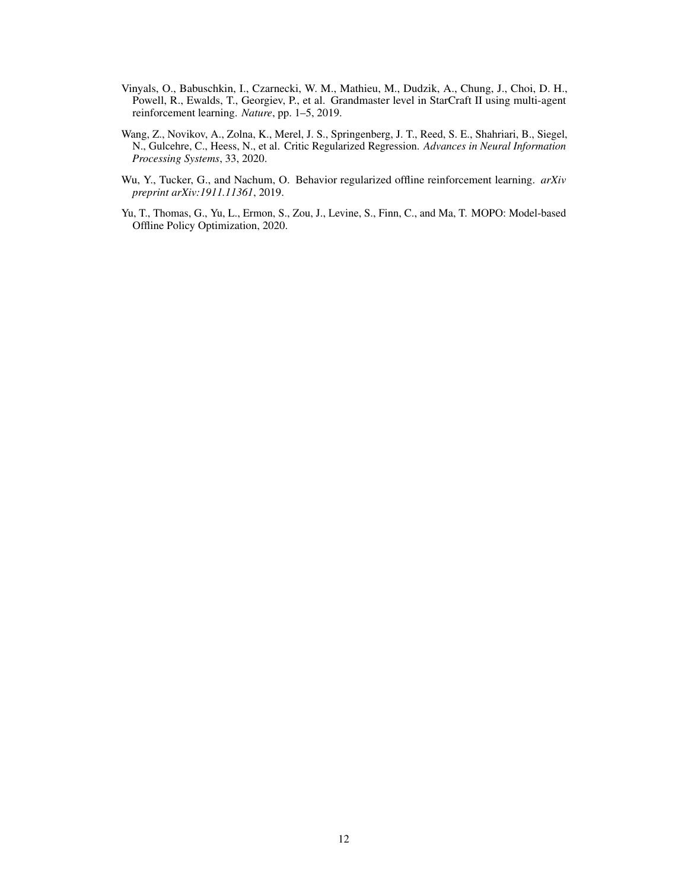Vinyals, O., Babuschkin, I., Czarnecki, W. M., Mathieu, M., Dudzik, A., Chung, J., Choi, D. H., Powell, R., Ewalds, T., Georgiev, P., et al. Grandmaster level in StarCraft II using multi-agent reinforcement learning. *Nature*, pp. 1–5, 2019.

Wang, Z., Novikov, A., Zolna, K., Merel, J. S., Springenberg, J. T., Reed, S. E., Shahriari, B., Siegel, N., Gulcehre, C., Heess, N., et al. Critic Regularized Regression. *Advances in Neural Information Processing Systems*, 33, 2020.

Wu, Y., Tucker, G., and Nachum, O. Behavior regularized offline reinforcement learning. *arXiv preprint arXiv:1911.11361*, 2019.

Yu, T., Thomas, G., Yu, L., Ermon, S., Zou, J., Levine, S., Finn, C., and Ma, T. MOPO: Model-based Offline Policy Optimization, 2020.